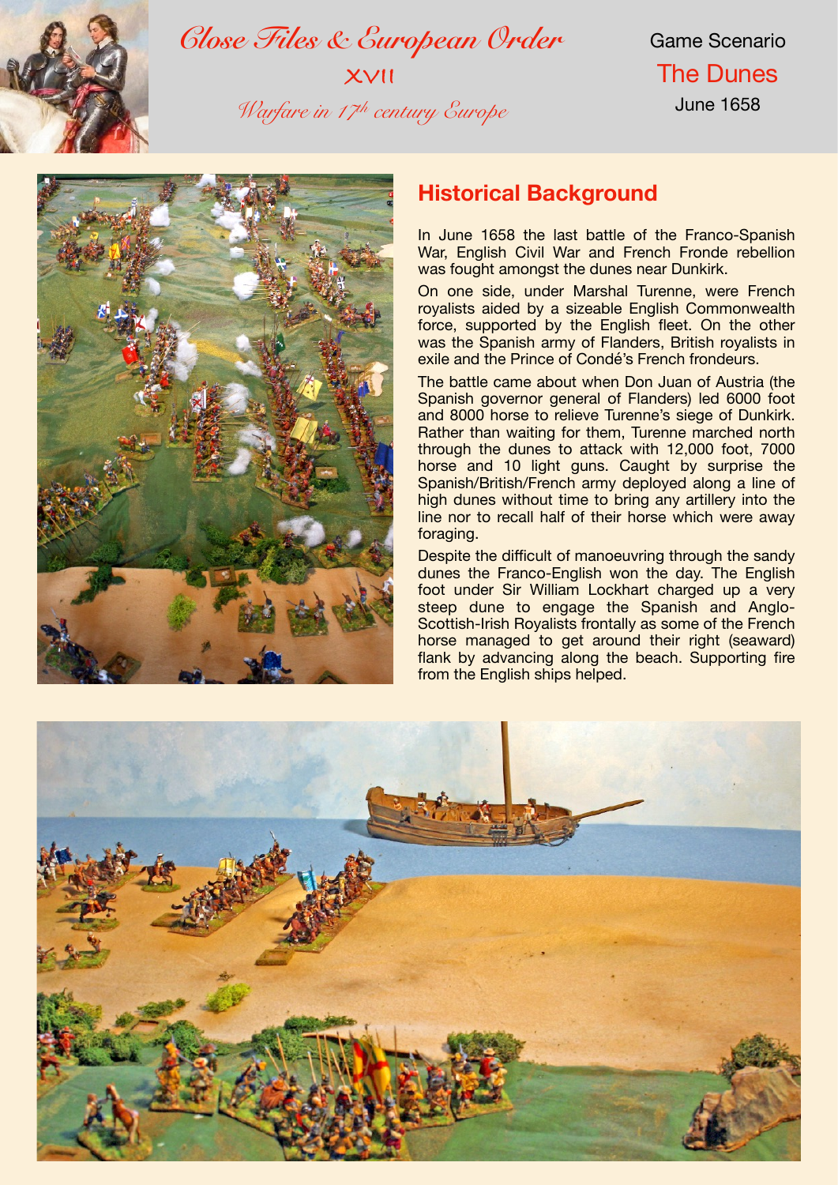# Close Files & European Order

XVII

*Warfare in 17th century Europe*

Game Scenario

The Dunes

June 1658

## Historical Background

In June 1658 the last battle of the Franco-Spanish War, English Civil War and French Fronde rebellion was fought amongst the dunes near Dunkirk.

On one side, under Marshal Turenne, were French royalists aided by a sizeable English Commonwealth force, supported by the English fleet. On the other was the Spanish army of Flanders, British royalists in exile and the Prince of Condé's French frondeurs.

The battle came about when Don Juan of Austria (the Spanish governor general of Flanders) led 6000 foot and 8000 horse to relieve Turenne's siege of Dunkirk. Rather than waiting for them, Turenne marched north through the dunes to attack with 12,000 foot, 7000 horse and 10 light guns. Caught by surprise the Spanish/British/French army deployed along a line of high dunes without time to bring any artillery into the line nor to recall half of their horse which were away foraging.

Despite the difficult of manoeuvring through the sandy dunes the Franco-English won the day. The English foot under Sir William Lockhart charged up a very steep dune to engage the Spanish and Anglo-Scottish-Irish Royalists frontally as some of the French horse managed to get around their right (seaward) flank by advancing along the beach. Supporting fire from the English ships helped.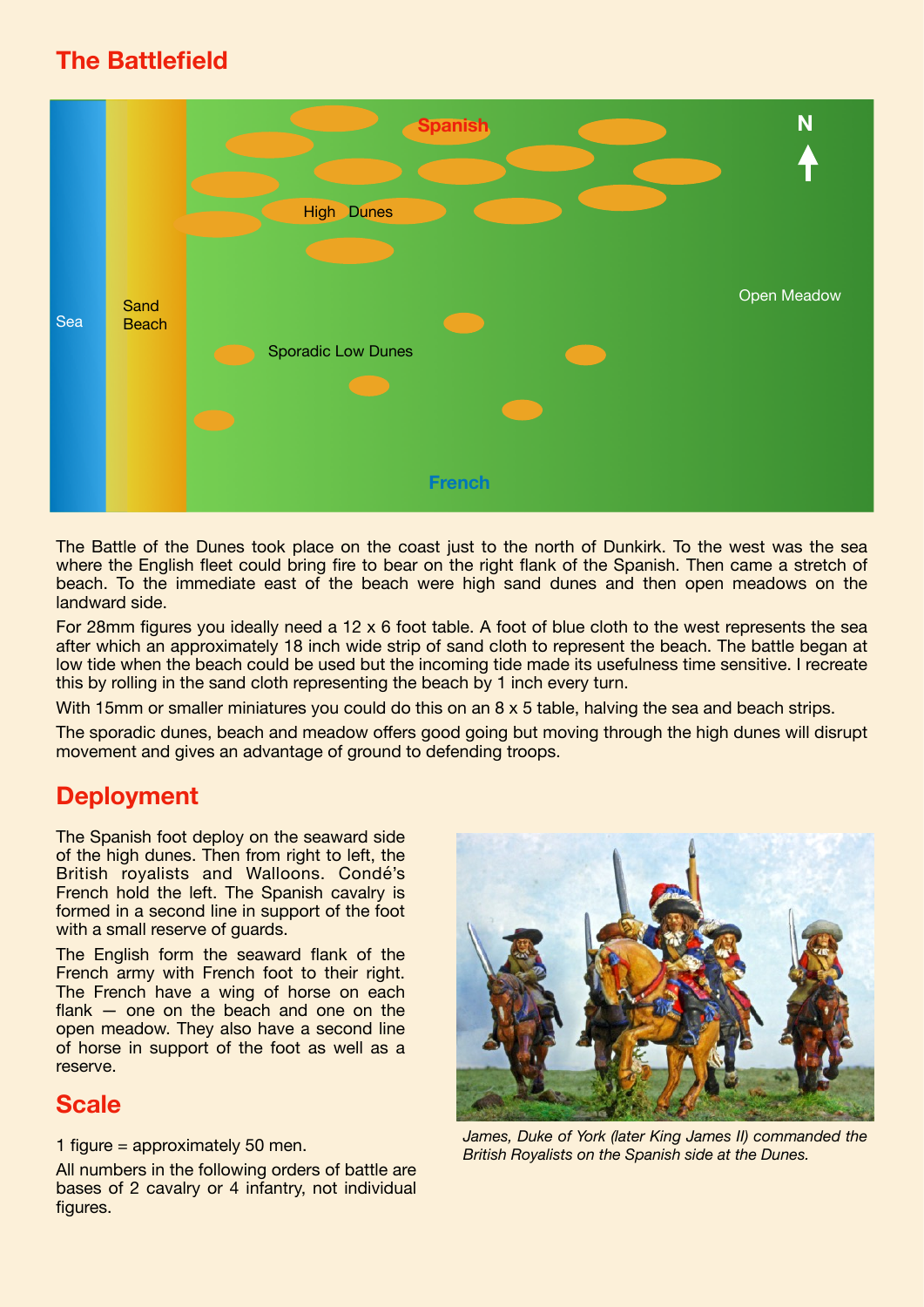## The Battlefield

The Battle of the Dunes took place on the coast just to the north of Dunkirk. To the west was the sea where the English fleet could bring fire to bear on the right flank of the Spanish. Then came a stretch of beach. To the immediate east of the beach were high sand dunes and then open meadows on the landward side.

For 28mm figures you ideally need a 12 x 6 foot table. A foot of blue cloth to the west represents the sea after which an approximately 18 inch wide strip of sand cloth to represent the beach. The battle began at low tide when the beach could be used but the incoming tide made its usefulness time sensitive. I recreate this by rolling in the sand cloth representing the beach by 1 inch every turn.

With 15mm or smaller miniatures you could do this on an 8 x 5 table, halving the sea and beach strips.

The sporadic dunes, beach and meadow offers good going but moving through the high dunes will disrupt movement and gives an advantage of ground to defending troops.

## Deployment

The Spanish foot deploy on the seaward side of the high dunes. Then from right to left, the British royalists and Walloons. Condé's French hold the left. The Spanish cavalry is formed in a second line in support of the foot with a small reserve of guards.

The English form the seaward flank of the French army with French foot to their right. The French have a wing of horse on each flank — one on the beach and one on the open meadow. They also have a second line of horse in support of the foot as well as a reserve.

## Scale

1 figure = approximately 50 men.

All numbers in the following orders of battle are bases of 2 cavalry or 4 infantry, not individual figures.

*James, Duke of York (later King James II) commanded the British Royalists on the Spanish side at the Dunes.*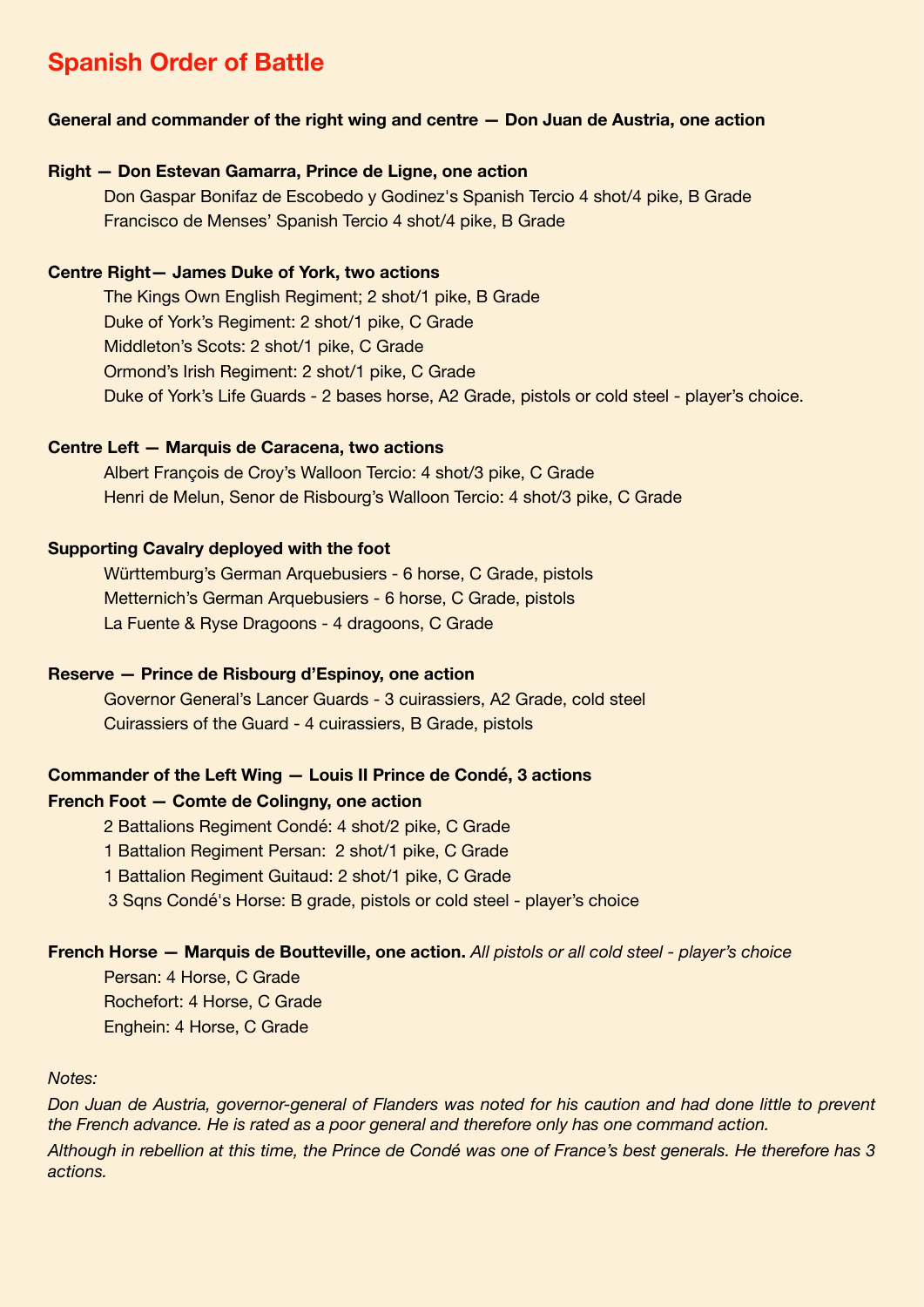# Spanish Order of Battle

**General and commander of the right wing and centre — Don Juan de Austria, one action**

**Right — Don Estevan Gamarra, Prince de Ligne, one action**

- Don Gaspar Bonifaz de Escobedo y Godinez's Spanish Tercio 4 shot/4 pike, B Grade
- Francisco de Menses' Spanish Tercio 4 shot/4 pike, B Grade

**Centre Right— James Duke of York, two actions**

- The Kings Own English Regiment; 2 shot/1 pike, B Grade
- Duke of York's Regiment: 2 shot/1 pike, C Grade
- Middleton's Scots: 2 shot/1 pike, C Grade
- Ormond's Irish Regiment: 2 shot/1 pike, C Grade
- Duke of York's Life Guards - 2 bases horse, A2 Grade, pistols or cold steel - player's choice.

**Centre Left — Marquis de Caracena, two actions**

- Albert François de Croy's Walloon Tercio: 4 shot/3 pike, C Grade
- Henri de Melun, Senor de Risbourg's Walloon Tercio: 4 shot/3 pike, C Grade

**Supporting Cavalry deployed with the foot**

- Württemburg's German Arquebusiers - 6 horse, C Grade, pistols
- Metternich's German Arquebusiers - 6 horse, C Grade, pistols
- La Fuente & Ryse Dragoons - 4 dragoons, C Grade

**Reserve — Prince de Risbourg d'Espinoy, one action**

- Governor General's Lancer Guards - 3 cuirassiers, A2 Grade, cold steel
- Cuirassiers of the Guard - 4 cuirassiers, B Grade, pistols

**Commander of the Left Wing — Louis II Prince de Condé, 3 actions**

**French Foot — Comte de Colingny, one action**

- 2 Battalions Regiment Condé: 4 shot/2 pike, C Grade
- 1 Battalion Regiment Persan: 2 shot/1 pike, C Grade
- 1 Battalion Regiment Guitaud: 2 shot/1 pike, C Grade
- 3 Sqns Condé's Horse: B grade, pistols or cold steel - player's choice

**French Horse — Marquis de Boutteville, one action.** *All pistols or all cold steel - player's choice*

- Persan: 4 Horse, C Grade
- Rochefort: 4 Horse, C Grade
- Enghein: 4 Horse, C Grade

*Notes:*

*Don Juan de Austria, governor-general of Flanders was noted for his caution and had done little to prevent the French advance. He is rated as a poor general and therefore only has one command action.*

*Although in rebellion at this time, the Prince de Condé was one of France's best generals. He therefore has 3 actions.*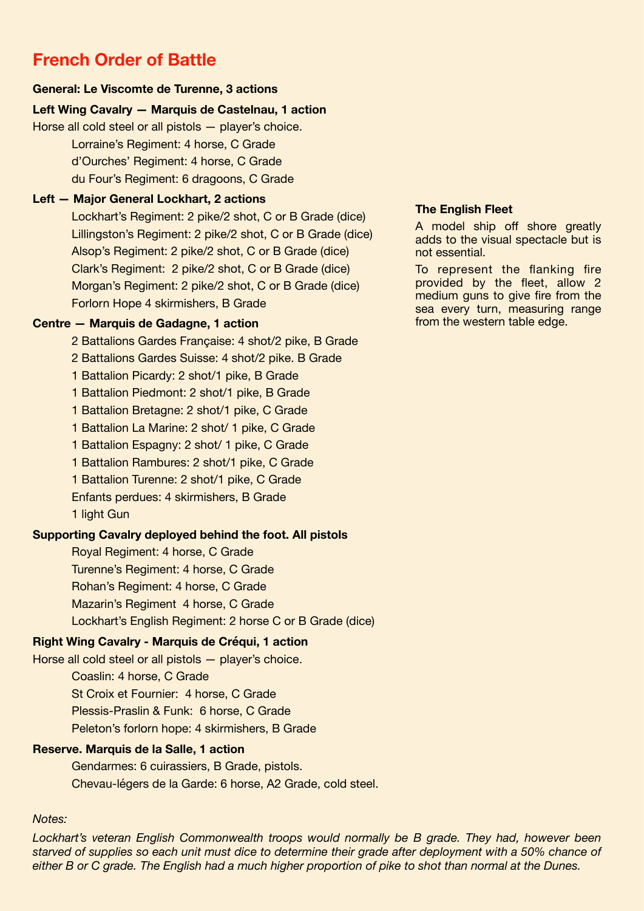# French Order of Battle

**General: Le Viscomte de Turenne, 3 actions**

**Left Wing Cavalry — Marquis de Castelnau, 1 action**

Horse all cold steel or all pistols — player's choice.

- Lorraine's Regiment: 4 horse, C Grade
- d'Ourches' Regiment: 4 horse, C Grade
- du Four's Regiment: 6 dragoons, C Grade

**Left — Major General Lockhart, 2 actions**

- Lockhart's Regiment: 2 pike/2 shot, C or B Grade (dice)
- Lillingston's Regiment: 2 pike/2 shot, C or B Grade (dice)
- Alsop's Regiment: 2 pike/2 shot, C or B Grade (dice)
- Clark's Regiment: 2 pike/2 shot, C or B Grade (dice)
- Morgan's Regiment: 2 pike/2 shot, C or B Grade (dice)
- Forlorn Hope 4 skirmishers, B Grade

**Centre — Marquis de Gadagne, 1 action**

- 2 Battalions Gardes Française: 4 shot/2 pike, B Grade
- 2 Battalions Gardes Suisse: 4 shot/2 pike. B Grade
- 1 Battalion Picardy: 2 shot/1 pike, B Grade
- 1 Battalion Piedmont: 2 shot/1 pike, B Grade
- 1 Battalion Bretagne: 2 shot/1 pike, C Grade
- 1 Battalion La Marine: 2 shot/ 1 pike, C Grade
- 1 Battalion Espagny: 2 shot/ 1 pike, C Grade
- 1 Battalion Rambures: 2 shot/1 pike, C Grade
- 1 Battalion Turenne: 2 shot/1 pike, C Grade
- Enfants perdues: 4 skirmishers, B Grade
- 1 light Gun

**Supporting Cavalry deployed behind the foot. All pistols**

- Royal Regiment: 4 horse, C Grade
- Turenne's Regiment: 4 horse, C Grade
- Rohan's Regiment: 4 horse, C Grade
- Mazarin's Regiment 4 horse, C Grade
- Lockhart's English Regiment: 2 horse C or B Grade (dice)

**Right Wing Cavalry - Marquis de Créqui, 1 action**

Horse all cold steel or all pistols — player's choice.

- Coaslin: 4 horse, C Grade
- St Croix et Fournier: 4 horse, C Grade
- Plessis-Praslin & Funk: 6 horse, C Grade
- Peleton's forlorn hope: 4 skirmishers, B Grade

**Reserve. Marquis de la Salle, 1 action**

- Gendarmes: 6 cuirassiers, B Grade, pistols.
- Chevau-légers de la Garde: 6 horse, A2 Grade, cold steel.

**The English Fleet**

A model ship off shore greatly adds to the visual spectacle but is not essential.

To represent the flanking fire provided by the fleet, allow 2 medium guns to give fire from the sea every turn, measuring range from the western table edge.

*Notes:*

*Lockhart's veteran English Commonwealth troops would normally be B grade. They had, however been starved of supplies so each unit must dice to determine their grade after deployment with a 50% chance of either B or C grade. The English had a much higher proportion of pike to shot than normal at the Dunes.*